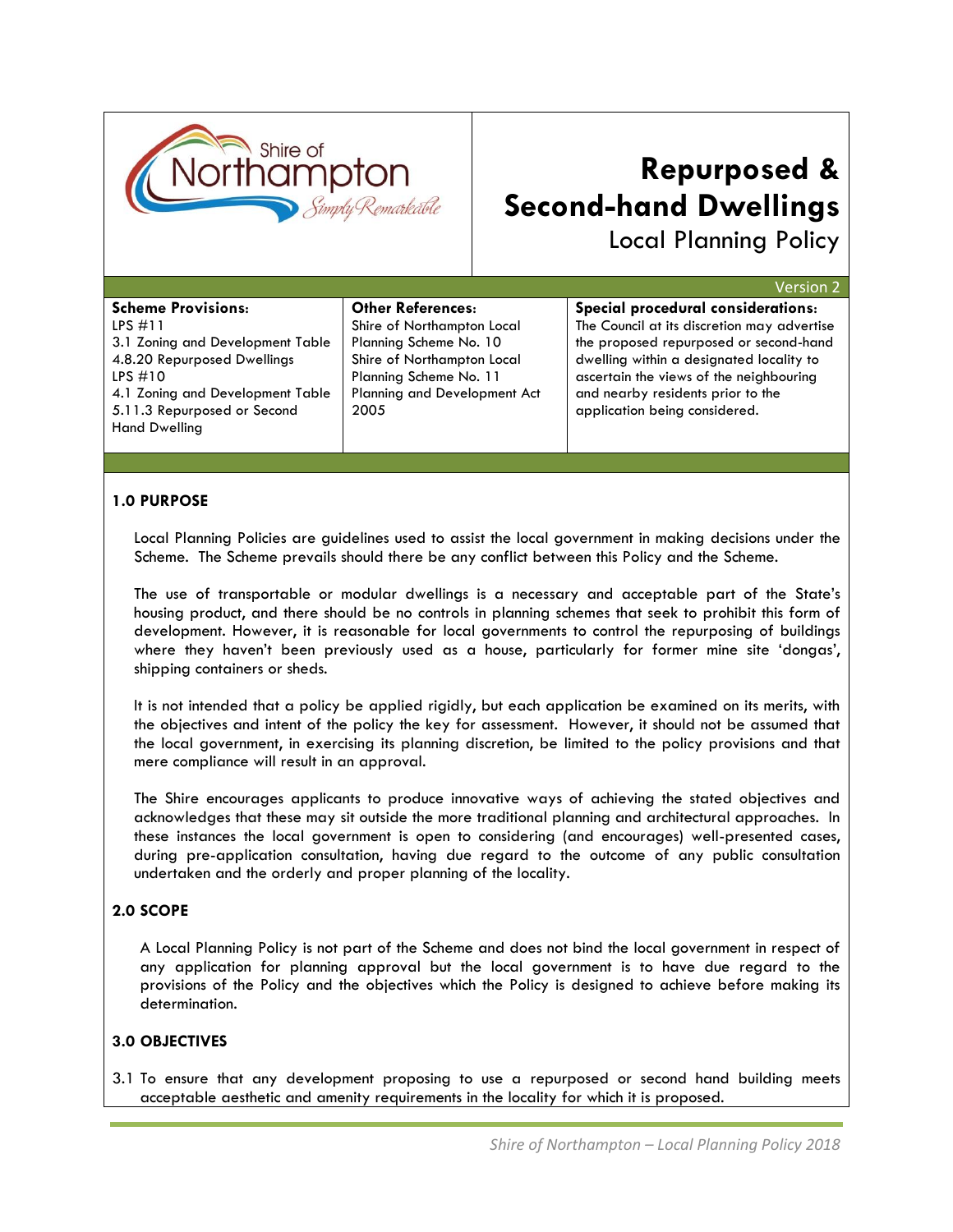Shire of Northampton *Simply Remarkable*

# Repurposed & Second-hand Dwellings

## Local Planning Policy

Version 2

| **Scheme Provisions:** | **Other References:** | **Special procedural considerations:** |
|---|---|---|
| LPS #11<br>3.1 Zoning and Development Table<br>4.8.20 Repurposed Dwellings<br>LPS #10<br>4.1 Zoning and Development Table<br>5.11.3 Repurposed or Second Hand Dwelling | Shire of Northampton Local Planning Scheme No. 10<br>Shire of Northampton Local Planning Scheme No. 11<br>Planning and Development Act 2005 | The Council at its discretion may advertise the proposed repurposed or second-hand dwelling within a designated locality to ascertain the views of the neighbouring and nearby residents prior to the application being considered. |

### 1.0 PURPOSE

Local Planning Policies are guidelines used to assist the local government in making decisions under the Scheme. The Scheme prevails should there be any conflict between this Policy and the Scheme.

The use of transportable or modular dwellings is a necessary and acceptable part of the State's housing product, and there should be no controls in planning schemes that seek to prohibit this form of development. However, it is reasonable for local governments to control the repurposing of buildings where they haven't been previously used as a house, particularly for former mine site 'dongas', shipping containers or sheds.

It is not intended that a policy be applied rigidly, but each application be examined on its merits, with the objectives and intent of the policy the key for assessment. However, it should not be assumed that the local government, in exercising its planning discretion, be limited to the policy provisions and that mere compliance will result in an approval.

The Shire encourages applicants to produce innovative ways of achieving the stated objectives and acknowledges that these may sit outside the more traditional planning and architectural approaches. In these instances the local government is open to considering (and encourages) well-presented cases, during pre-application consultation, having due regard to the outcome of any public consultation undertaken and the orderly and proper planning of the locality.

### 2.0 SCOPE

A Local Planning Policy is not part of the Scheme and does not bind the local government in respect of any application for planning approval but the local government is to have due regard to the provisions of the Policy and the objectives which the Policy is designed to achieve before making its determination.

### 3.0 OBJECTIVES

3.1 To ensure that any development proposing to use a repurposed or second hand building meets acceptable aesthetic and amenity requirements in the locality for which it is proposed.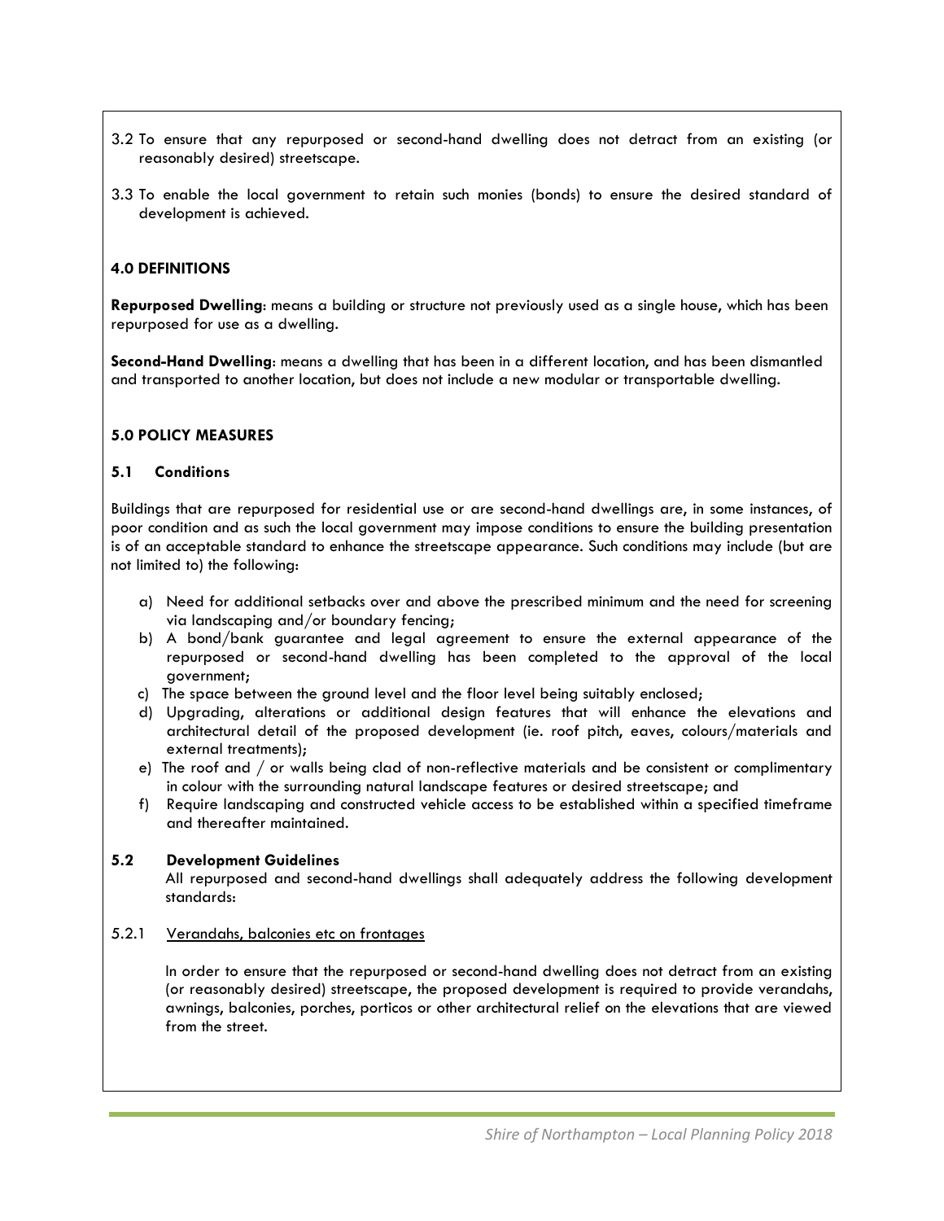3.2 To ensure that any repurposed or second-hand dwelling does not detract from an existing (or reasonably desired) streetscape.

3.3 To enable the local government to retain such monies (bonds) to ensure the desired standard of development is achieved.

## 4.0 DEFINITIONS

**Repurposed Dwelling**: means a building or structure not previously used as a single house, which has been repurposed for use as a dwelling.

**Second-Hand Dwelling**: means a dwelling that has been in a different location, and has been dismantled and transported to another location, but does not include a new modular or transportable dwelling.

## 5.0 POLICY MEASURES

### 5.1 Conditions

Buildings that are repurposed for residential use or are second-hand dwellings are, in some instances, of poor condition and as such the local government may impose conditions to ensure the building presentation is of an acceptable standard to enhance the streetscape appearance. Such conditions may include (but are not limited to) the following:

a) Need for additional setbacks over and above the prescribed minimum and the need for screening via landscaping and/or boundary fencing;

b) A bond/bank guarantee and legal agreement to ensure the external appearance of the repurposed or second-hand dwelling has been completed to the approval of the local government;

c) The space between the ground level and the floor level being suitably enclosed;

d) Upgrading, alterations or additional design features that will enhance the elevations and architectural detail of the proposed development (ie. roof pitch, eaves, colours/materials and external treatments);

e) The roof and / or walls being clad of non-reflective materials and be consistent or complimentary in colour with the surrounding natural landscape features or desired streetscape; and

f) Require landscaping and constructed vehicle access to be established within a specified timeframe and thereafter maintained.

### 5.2 Development Guidelines

All repurposed and second-hand dwellings shall adequately address the following development standards:

5.2.1 Verandahs, balconies etc on frontages

In order to ensure that the repurposed or second-hand dwelling does not detract from an existing (or reasonably desired) streetscape, the proposed development is required to provide verandahs, awnings, balconies, porches, porticos or other architectural relief on the elevations that are viewed from the street.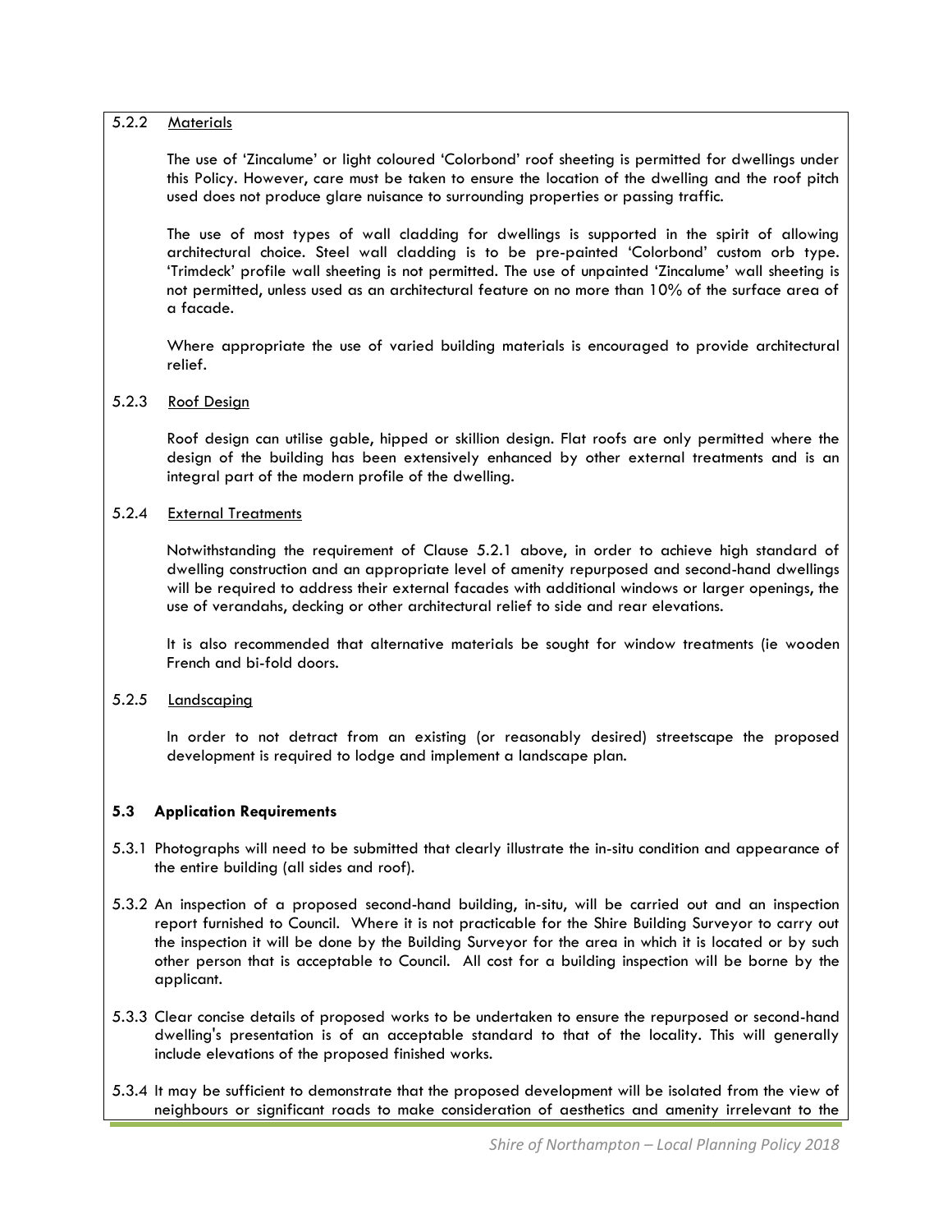#### 5.2.2 Materials

The use of 'Zincalume' or light coloured 'Colorbond' roof sheeting is permitted for dwellings under this Policy. However, care must be taken to ensure the location of the dwelling and the roof pitch used does not produce glare nuisance to surrounding properties or passing traffic.

The use of most types of wall cladding for dwellings is supported in the spirit of allowing architectural choice. Steel wall cladding is to be pre-painted 'Colorbond' custom orb type. 'Trimdeck' profile wall sheeting is not permitted. The use of unpainted 'Zincalume' wall sheeting is not permitted, unless used as an architectural feature on no more than 10% of the surface area of a facade.

Where appropriate the use of varied building materials is encouraged to provide architectural relief.

#### 5.2.3 Roof Design

Roof design can utilise gable, hipped or skillion design. Flat roofs are only permitted where the design of the building has been extensively enhanced by other external treatments and is an integral part of the modern profile of the dwelling.

#### 5.2.4 External Treatments

Notwithstanding the requirement of Clause 5.2.1 above, in order to achieve high standard of dwelling construction and an appropriate level of amenity repurposed and second-hand dwellings will be required to address their external facades with additional windows or larger openings, the use of verandahs, decking or other architectural relief to side and rear elevations.

It is also recommended that alternative materials be sought for window treatments (ie wooden French and bi-fold doors.

#### 5.2.5 Landscaping

In order to not detract from an existing (or reasonably desired) streetscape the proposed development is required to lodge and implement a landscape plan.

### 5.3 Application Requirements

5.3.1 Photographs will need to be submitted that clearly illustrate the in-situ condition and appearance of the entire building (all sides and roof).

5.3.2 An inspection of a proposed second-hand building, in-situ, will be carried out and an inspection report furnished to Council. Where it is not practicable for the Shire Building Surveyor to carry out the inspection it will be done by the Building Surveyor for the area in which it is located or by such other person that is acceptable to Council. All cost for a building inspection will be borne by the applicant.

5.3.3 Clear concise details of proposed works to be undertaken to ensure the repurposed or second-hand dwelling's presentation is of an acceptable standard to that of the locality. This will generally include elevations of the proposed finished works.

5.3.4 It may be sufficient to demonstrate that the proposed development will be isolated from the view of neighbours or significant roads to make consideration of aesthetics and amenity irrelevant to the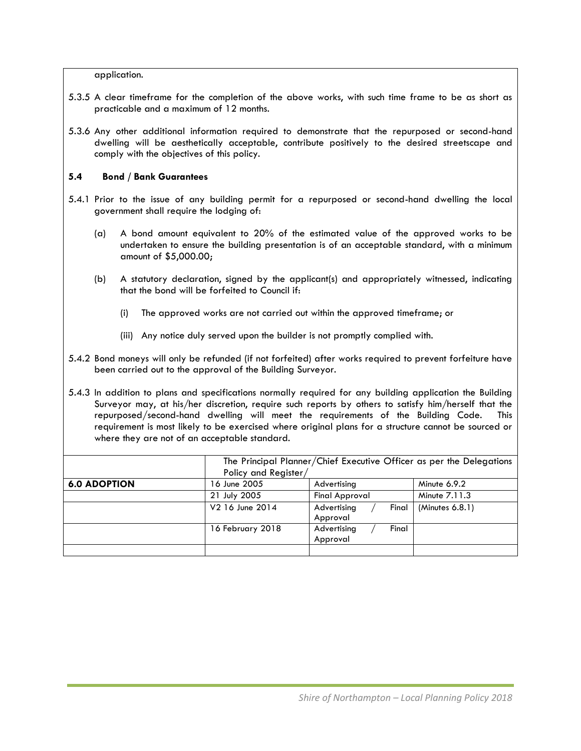application.

5.3.5 A clear timeframe for the completion of the above works, with such time frame to be as short as practicable and a maximum of 12 months.

5.3.6 Any other additional information required to demonstrate that the repurposed or second-hand dwelling will be aesthetically acceptable, contribute positively to the desired streetscape and comply with the objectives of this policy.

### 5.4 Bond / Bank Guarantees

5.4.1 Prior to the issue of any building permit for a repurposed or second-hand dwelling the local government shall require the lodging of:

(a) A bond amount equivalent to 20% of the estimated value of the approved works to be undertaken to ensure the building presentation is of an acceptable standard, with a minimum amount of $5,000.00;

(b) A statutory declaration, signed by the applicant(s) and appropriately witnessed, indicating that the bond will be forfeited to Council if:

(i) The approved works are not carried out within the approved timeframe; or

(iii) Any notice duly served upon the builder is not promptly complied with.

5.4.2 Bond moneys will only be refunded (if not forfeited) after works required to prevent forfeiture have been carried out to the approval of the Building Surveyor.

5.4.3 In addition to plans and specifications normally required for any building application the Building Surveyor may, at his/her discretion, require such reports by others to satisfy him/herself that the repurposed/second-hand dwelling will meet the requirements of the Building Code. This requirement is most likely to be exercised where original plans for a structure cannot be sourced or where they are not of an acceptable standard.

| | The Principal Planner/Chief Executive Officer as per the Delegations Policy and Register/ | | |
|---|---|---|---|
| **6.0 ADOPTION** | 16 June 2005 | Advertising | Minute 6.9.2 |
| | 21 July 2005 | Final Approval | Minute 7.11.3 |
| | V2 16 June 2014 | Advertising / Final Approval | (Minutes 6.8.1) |
| | 16 February 2018 | Advertising / Final Approval | |
| | | | |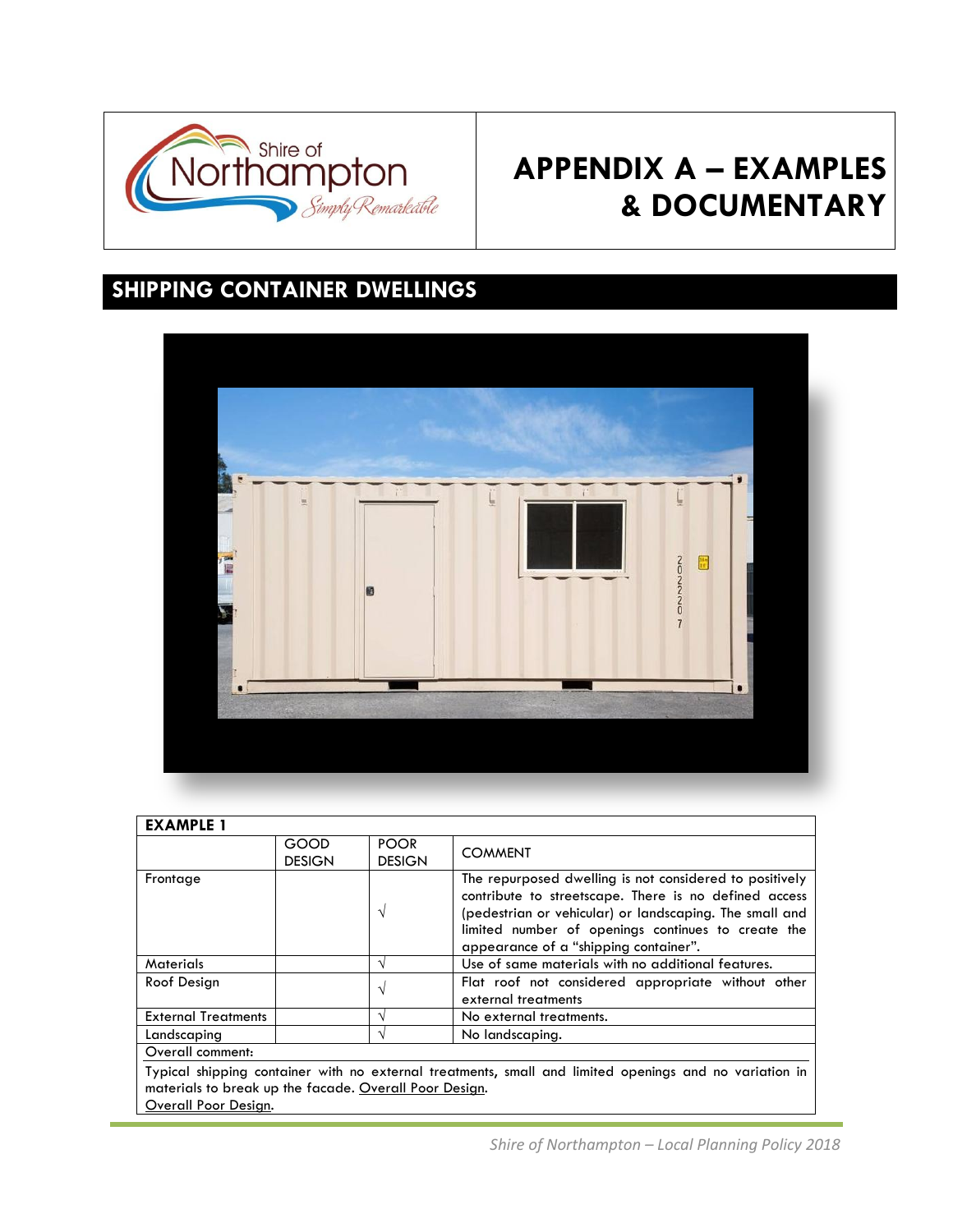# APPENDIX A – EXAMPLES & DOCUMENTARY

## SHIPPING CONTAINER DWELLINGS

| EXAMPLE 1 | | | |
|---|---|---|---|
| | GOOD DESIGN | POOR DESIGN | COMMENT |
| Frontage | | √ | The repurposed dwelling is not considered to positively contribute to streetscape. There is no defined access (pedestrian or vehicular) or landscaping. The small and limited number of openings continues to create the appearance of a "shipping container". |
| Materials | | √ | Use of same materials with no additional features. |
| Roof Design | | √ | Flat roof not considered appropriate without other external treatments |
| External Treatments | | √ | No external treatments. |
| Landscaping | | √ | No landscaping. |
| Overall comment: | | | |
| Typical shipping container with no external treatments, small and limited openings and no variation in materials to break up the facade. Overall Poor Design. Overall Poor Design. | | | |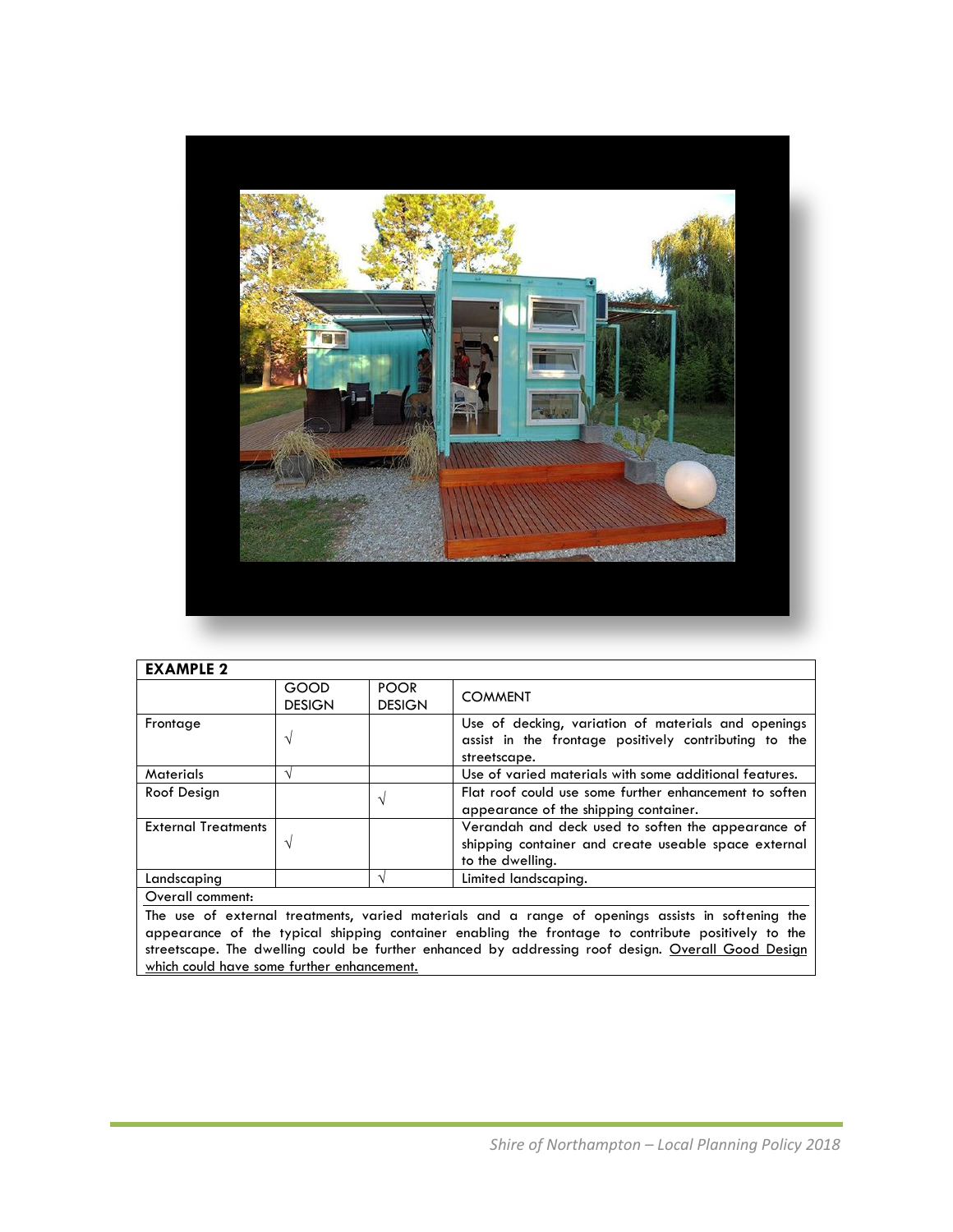| EXAMPLE 2 | | | |
|---|---|---|---|
| | GOOD DESIGN | POOR DESIGN | COMMENT |
| Frontage | √ | | Use of decking, variation of materials and openings assist in the frontage positively contributing to the streetscape. |
| Materials | √ | | Use of varied materials with some additional features. |
| Roof Design | | √ | Flat roof could use some further enhancement to soften appearance of the shipping container. |
| External Treatments | √ | | Verandah and deck used to soften the appearance of shipping container and create useable space external to the dwelling. |
| Landscaping | | √ | Limited landscaping. |
| Overall comment: | | | |
| The use of external treatments, varied materials and a range of openings assists in softening the appearance of the typical shipping container enabling the frontage to contribute positively to the streetscape. The dwelling could be further enhanced by addressing roof design. Overall Good Design which could have some further enhancement. | | | |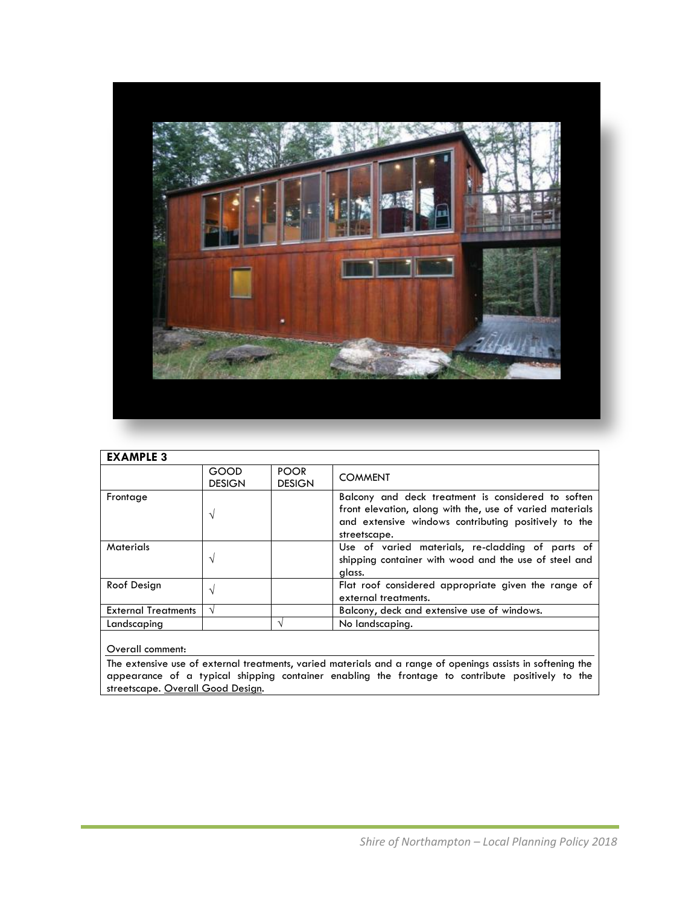| **EXAMPLE 3** | | | |
|---|---|---|---|
| | GOOD DESIGN | POOR DESIGN | COMMENT |
| Frontage | √ | | Balcony and deck treatment is considered to soften front elevation, along with the, use of varied materials and extensive windows contributing positively to the streetscape. |
| Materials | √ | | Use of varied materials, re-cladding of parts of shipping container with wood and the use of steel and glass. |
| Roof Design | √ | | Flat roof considered appropriate given the range of external treatments. |
| External Treatments | √ | | Balcony, deck and extensive use of windows. |
| Landscaping | | √ | No landscaping. |

Overall comment:

The extensive use of external treatments, varied materials and a range of openings assists in softening the appearance of a typical shipping container enabling the frontage to contribute positively to the streetscape. Overall Good Design.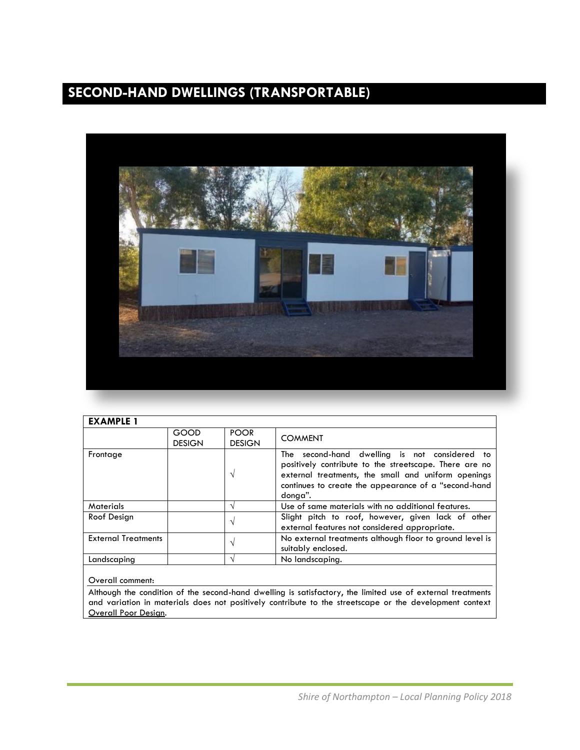# SECOND-HAND DWELLINGS (TRANSPORTABLE)

| EXAMPLE 1 | | | |
|---|---|---|---|
| | GOOD DESIGN | POOR DESIGN | COMMENT |
| Frontage | | √ | The second-hand dwelling is not considered to positively contribute to the streetscape. There are no external treatments, the small and uniform openings continues to create the appearance of a "second-hand donga". |
| Materials | | √ | Use of same materials with no additional features. |
| Roof Design | | √ | Slight pitch to roof, however, given lack of other external features not considered appropriate. |
| External Treatments | | √ | No external treatments although floor to ground level is suitably enclosed. |
| Landscaping | | √ | No landscaping. |

Overall comment:

Although the condition of the second-hand dwelling is satisfactory, the limited use of external treatments and variation in materials does not positively contribute to the streetscape or the development context Overall Poor Design.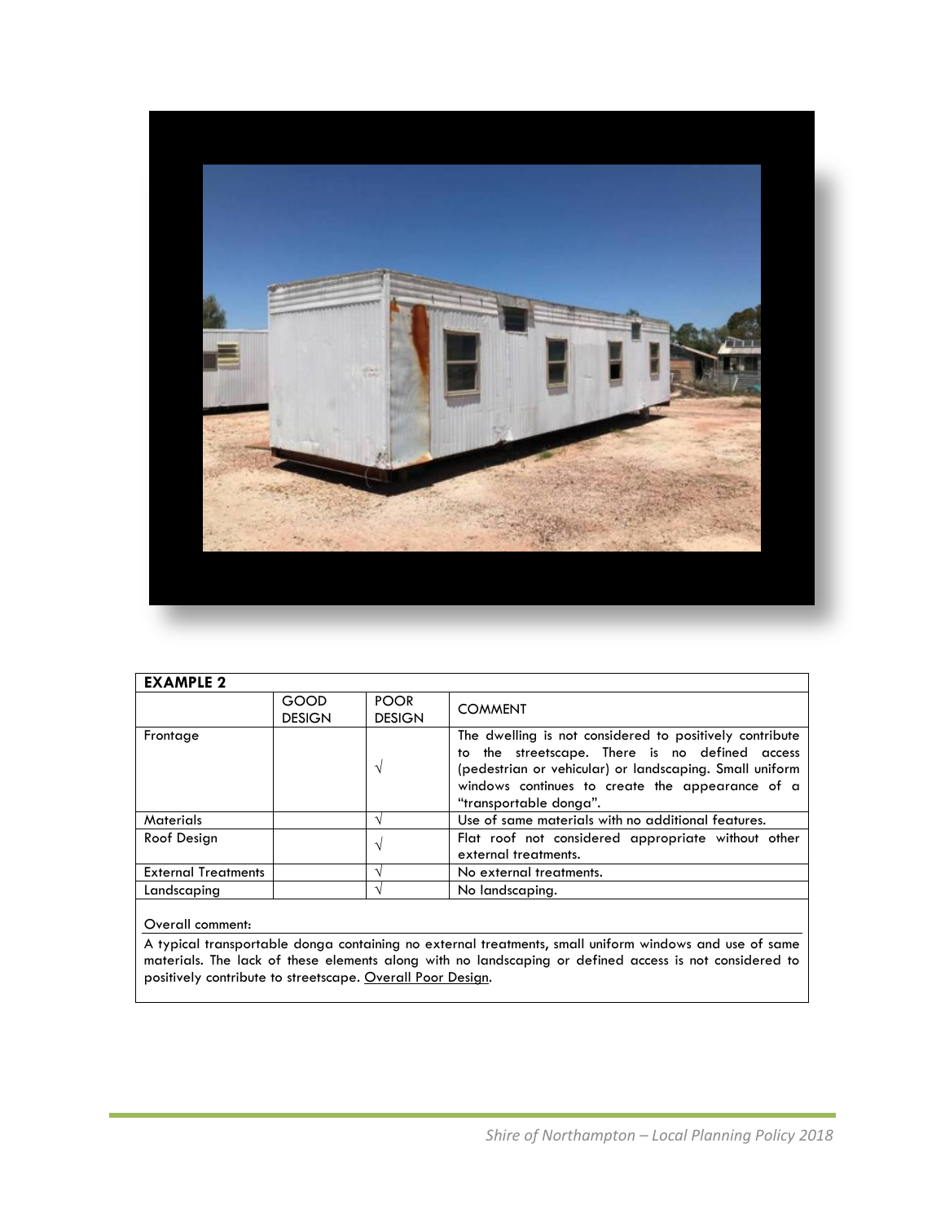| **EXAMPLE 2** | | | |
|---|---|---|---|
| | GOOD DESIGN | POOR DESIGN | COMMENT |
| Frontage | | √ | The dwelling is not considered to positively contribute to the streetscape. There is no defined access (pedestrian or vehicular) or landscaping. Small uniform windows continues to create the appearance of a "transportable donga". |
| Materials | | √ | Use of same materials with no additional features. |
| Roof Design | | √ | Flat roof not considered appropriate without other external treatments. |
| External Treatments | | √ | No external treatments. |
| Landscaping | | √ | No landscaping. |

Overall comment:

A typical transportable donga containing no external treatments, small uniform windows and use of same materials. The lack of these elements along with no landscaping or defined access is not considered to positively contribute to streetscape. Overall Poor Design.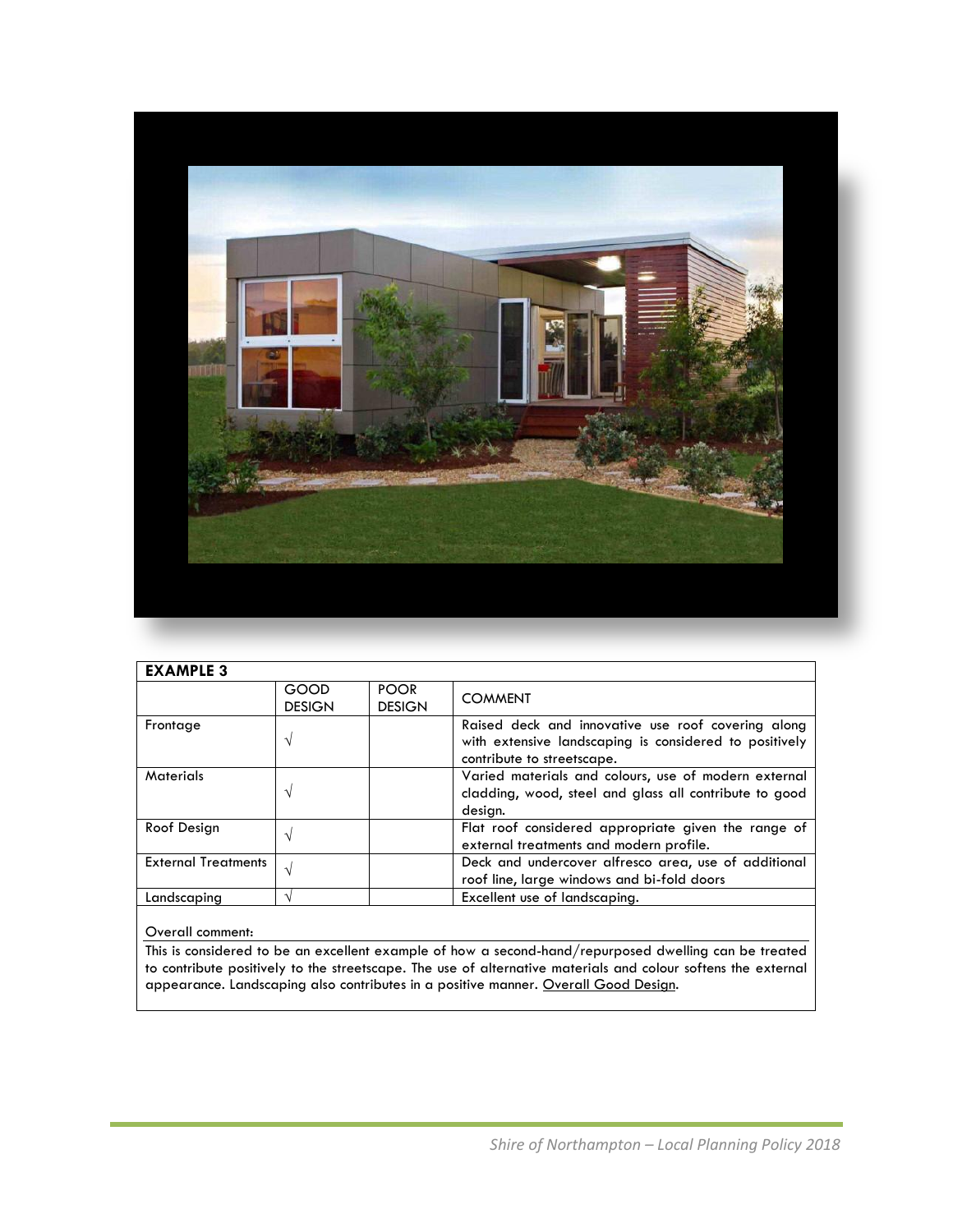| **EXAMPLE 3** | | | |
|---|---|---|---|
| | GOOD DESIGN | POOR DESIGN | COMMENT |
| Frontage | √ | | Raised deck and innovative use roof covering along with extensive landscaping is considered to positively contribute to streetscape. |
| Materials | √ | | Varied materials and colours, use of modern external cladding, wood, steel and glass all contribute to good design. |
| Roof Design | √ | | Flat roof considered appropriate given the range of external treatments and modern profile. |
| External Treatments | √ | | Deck and undercover alfresco area, use of additional roof line, large windows and bi-fold doors |
| Landscaping | √ | | Excellent use of landscaping. |

Overall comment:

This is considered to be an excellent example of how a second-hand/repurposed dwelling can be treated to contribute positively to the streetscape. The use of alternative materials and colour softens the external appearance. Landscaping also contributes in a positive manner. Overall Good Design.